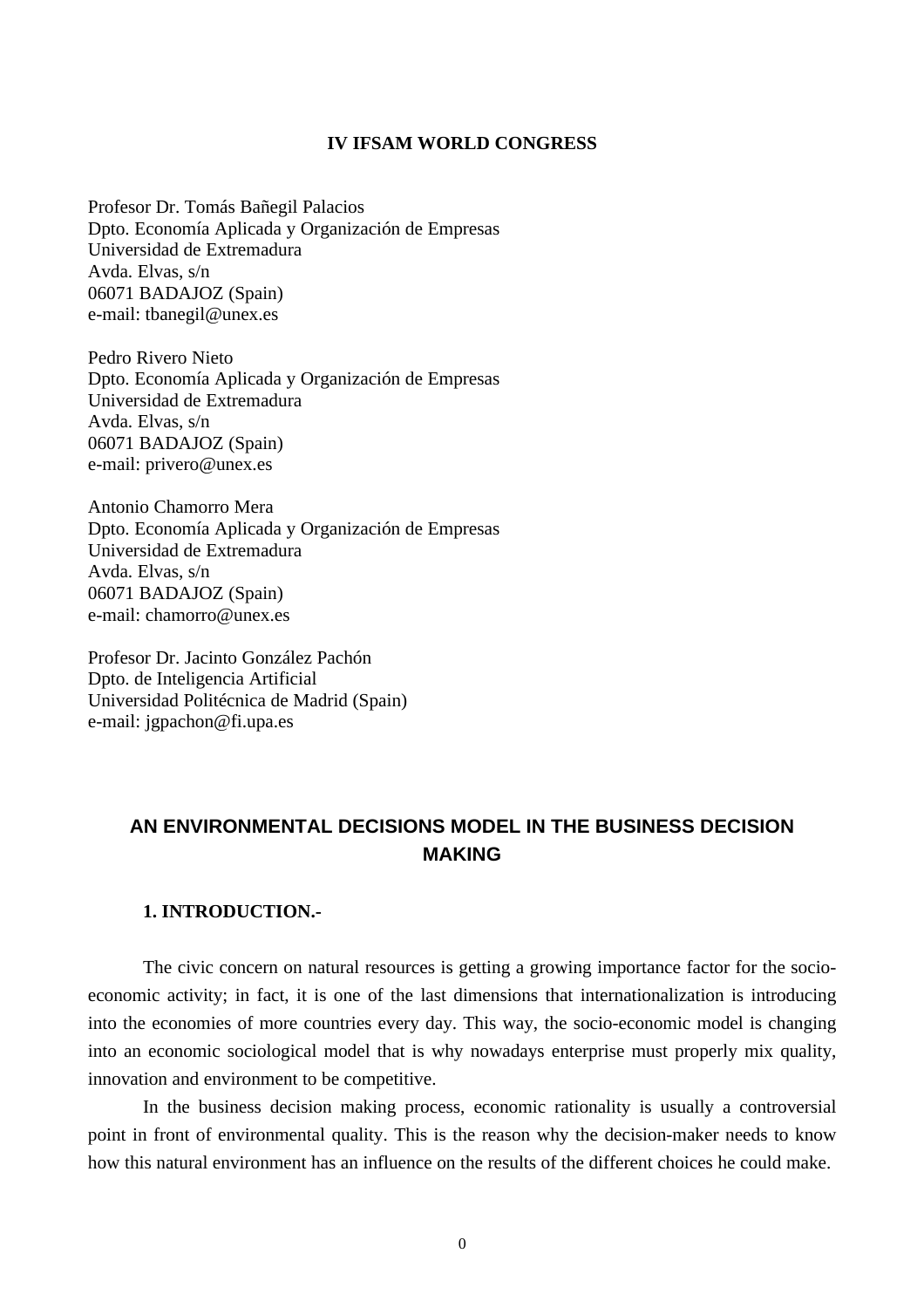**IV IFSAM WORLD CONGRESS**

Profesor Dr. Tomás Bañegil Palacios
Dpto. Economía Aplicada y Organización de Empresas
Universidad de Extremadura
Avda. Elvas, s/n
06071 BADAJOZ (Spain)
e-mail: tbanegil@unex.es

Pedro Rivero Nieto
Dpto. Economía Aplicada y Organización de Empresas
Universidad de Extremadura
Avda. Elvas, s/n
06071 BADAJOZ (Spain)
e-mail: privero@unex.es

Antonio Chamorro Mera
Dpto. Economía Aplicada y Organización de Empresas
Universidad de Extremadura
Avda. Elvas, s/n
06071 BADAJOZ (Spain)
e-mail: chamorro@unex.es

Profesor Dr. Jacinto González Pachón
Dpto. de Inteligencia Artificial
Universidad Politécnica de Madrid (Spain)
e-mail: jgpachon@fi.upa.es

# AN ENVIRONMENTAL DECISIONS MODEL IN THE BUSINESS DECISION MAKING

## 1. INTRODUCTION.-

The civic concern on natural resources is getting a growing importance factor for the socio-economic activity; in fact, it is one of the last dimensions that internationalization is introducing into the economies of more countries every day. This way, the socio-economic model is changing into an economic sociological model that is why nowadays enterprise must properly mix quality, innovation and environment to be competitive.

In the business decision making process, economic rationality is usually a controversial point in front of environmental quality. This is the reason why the decision-maker needs to know how this natural environment has an influence on the results of the different choices he could make.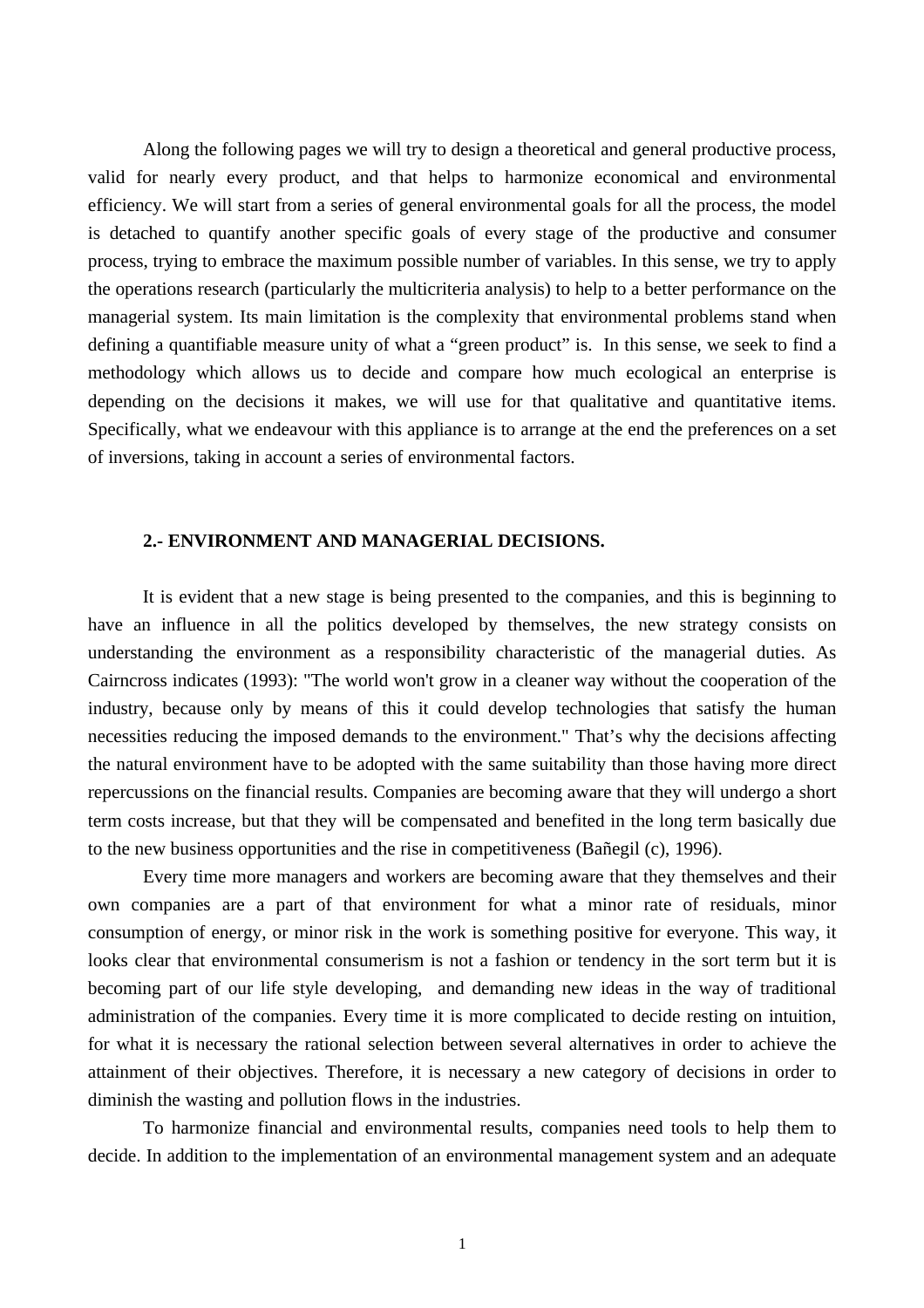Along the following pages we will try to design a theoretical and general productive process, valid for nearly every product, and that helps to harmonize economical and environmental efficiency. We will start from a series of general environmental goals for all the process, the model is detached to quantify another specific goals of every stage of the productive and consumer process, trying to embrace the maximum possible number of variables. In this sense, we try to apply the operations research (particularly the multicriteria analysis) to help to a better performance on the managerial system. Its main limitation is the complexity that environmental problems stand when defining a quantifiable measure unity of what a "green product" is.  In this sense, we seek to find a methodology which allows us to decide and compare how much ecological an enterprise is depending on the decisions it makes, we will use for that qualitative and quantitative items. Specifically, what we endeavour with this appliance is to arrange at the end the preferences on a set of inversions, taking in account a series of environmental factors.

## 2.- ENVIRONMENT AND MANAGERIAL DECISIONS.

It is evident that a new stage is being presented to the companies, and this is beginning to have an influence in all the politics developed by themselves, the new strategy consists on understanding the environment as a responsibility characteristic of the managerial duties. As Cairncross indicates (1993): "The world won't grow in a cleaner way without the cooperation of the industry, because only by means of this it could develop technologies that satisfy the human necessities reducing the imposed demands to the environment." That's why the decisions affecting the natural environment have to be adopted with the same suitability than those having more direct repercussions on the financial results. Companies are becoming aware that they will undergo a short term costs increase, but that they will be compensated and benefited in the long term basically due to the new business opportunities and the rise in competitiveness (Bañegil (c), 1996).

Every time more managers and workers are becoming aware that they themselves and their own companies are a part of that environment for what a minor rate of residuals, minor consumption of energy, or minor risk in the work is something positive for everyone. This way, it looks clear that environmental consumerism is not a fashion or tendency in the sort term but it is becoming part of our life style developing,  and demanding new ideas in the way of traditional administration of the companies. Every time it is more complicated to decide resting on intuition, for what it is necessary the rational selection between several alternatives in order to achieve the attainment of their objectives. Therefore, it is necessary a new category of decisions in order to diminish the wasting and pollution flows in the industries.

To harmonize financial and environmental results, companies need tools to help them to decide. In addition to the implementation of an environmental management system and an adequate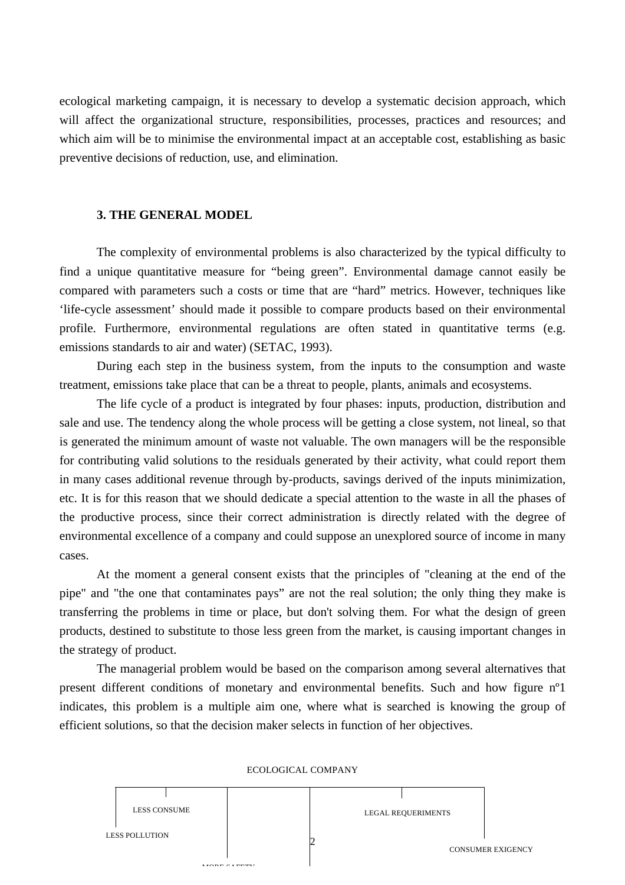ecological marketing campaign, it is necessary to develop a systematic decision approach, which will affect the organizational structure, responsibilities, processes, practices and resources; and which aim will be to minimise the environmental impact at an acceptable cost, establishing as basic preventive decisions of reduction, use, and elimination.

### 3. THE GENERAL MODEL

The complexity of environmental problems is also characterized by the typical difficulty to find a unique quantitative measure for "being green". Environmental damage cannot easily be compared with parameters such a costs or time that are "hard" metrics. However, techniques like 'life-cycle assessment' should made it possible to compare products based on their environmental profile. Furthermore, environmental regulations are often stated in quantitative terms (e.g. emissions standards to air and water) (SETAC, 1993).

During each step in the business system, from the inputs to the consumption and waste treatment, emissions take place that can be a threat to people, plants, animals and ecosystems.

The life cycle of a product is integrated by four phases: inputs, production, distribution and sale and use. The tendency along the whole process will be getting a close system, not lineal, so that is generated the minimum amount of waste not valuable. The own managers will be the responsible for contributing valid solutions to the residuals generated by their activity, what could report them in many cases additional revenue through by-products, savings derived of the inputs minimization, etc. It is for this reason that we should dedicate a special attention to the waste in all the phases of the productive process, since their correct administration is directly related with the degree of environmental excellence of a company and could suppose an unexplored source of income in many cases.

At the moment a general consent exists that the principles of "cleaning at the end of the pipe" and "the one that contaminates pays" are not the real solution; the only thing they make is transferring the problems in time or place, but don't solving them. For what the design of green products, destined to substitute to those less green from the market, is causing important changes in the strategy of product.

The managerial problem would be based on the comparison among several alternatives that present different conditions of monetary and environmental benefits. Such and how figure nº1 indicates, this problem is a multiple aim one, where what is searched is knowing the group of efficient solutions, so that the decision maker selects in function of her objectives.

ECOLOGICAL COMPANY

LESS CONSUME

LESS POLLUTION

MORE SAFETY

LEGAL REQUERIMENTS

CONSUMER EXIGENCY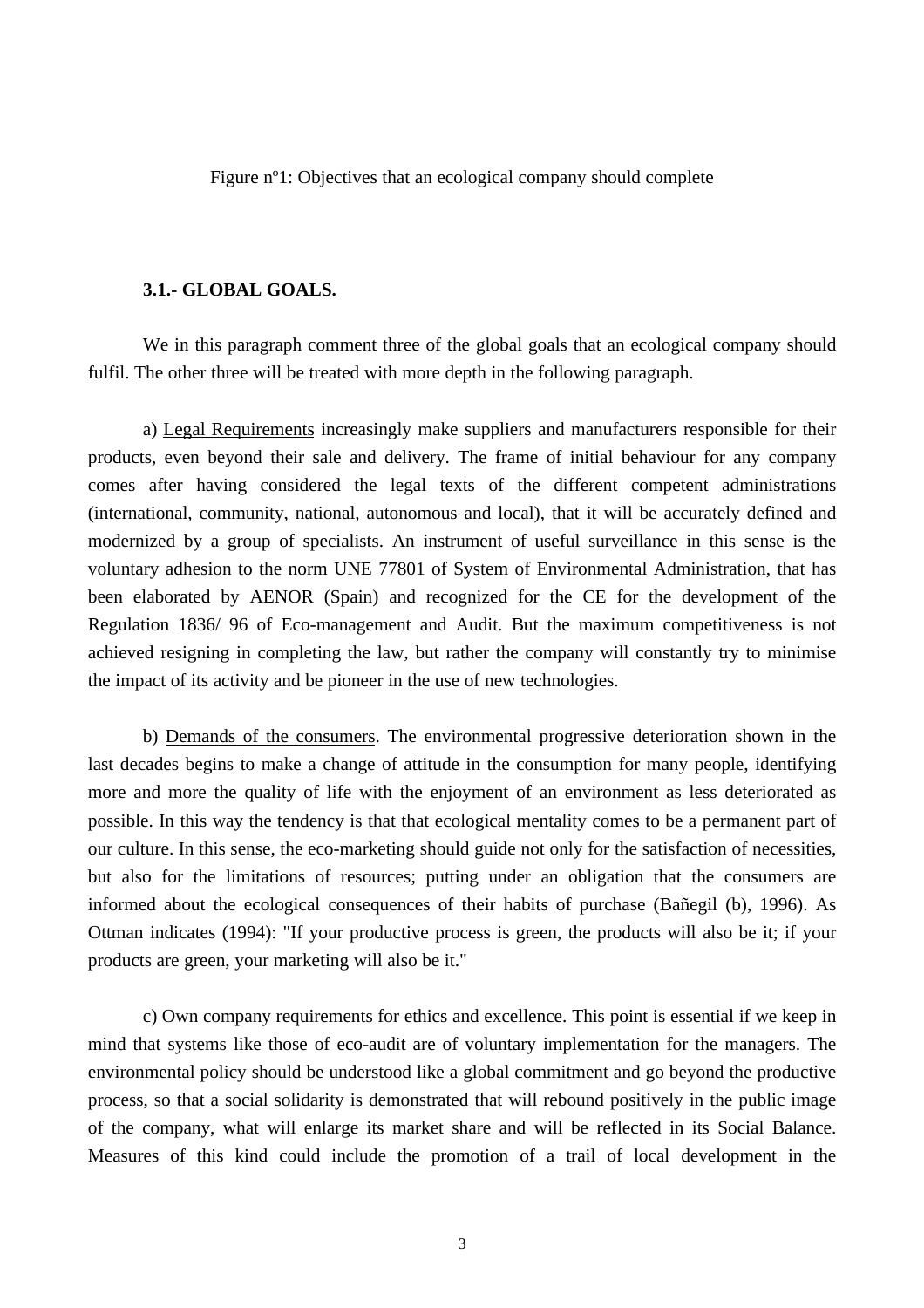Figure nº1: Objectives that an ecological company should complete

### 3.1.- GLOBAL GOALS.

We in this paragraph comment three of the global goals that an ecological company should fulfil. The other three will be treated with more depth in the following paragraph.

a) Legal Requirements increasingly make suppliers and manufacturers responsible for their products, even beyond their sale and delivery. The frame of initial behaviour for any company comes after having considered the legal texts of the different competent administrations (international, community, national, autonomous and local), that it will be accurately defined and modernized by a group of specialists. An instrument of useful surveillance in this sense is the voluntary adhesion to the norm UNE 77801 of System of Environmental Administration, that has been elaborated by AENOR (Spain) and recognized for the CE for the development of the Regulation 1836/ 96 of Eco-management and Audit. But the maximum competitiveness is not achieved resigning in completing the law, but rather the company will constantly try to minimise the impact of its activity and be pioneer in the use of new technologies.

b) Demands of the consumers. The environmental progressive deterioration shown in the last decades begins to make a change of attitude in the consumption for many people, identifying more and more the quality of life with the enjoyment of an environment as less deteriorated as possible. In this way the tendency is that that ecological mentality comes to be a permanent part of our culture. In this sense, the eco-marketing should guide not only for the satisfaction of necessities, but also for the limitations of resources; putting under an obligation that the consumers are informed about the ecological consequences of their habits of purchase (Bañegil (b), 1996). As Ottman indicates (1994): "If your productive process is green, the products will also be it; if your products are green, your marketing will also be it."

c) Own company requirements for ethics and excellence. This point is essential if we keep in mind that systems like those of eco-audit are of voluntary implementation for the managers. The environmental policy should be understood like a global commitment and go beyond the productive process, so that a social solidarity is demonstrated that will rebound positively in the public image of the company, what will enlarge its market share and will be reflected in its Social Balance. Measures of this kind could include the promotion of a trail of local development in the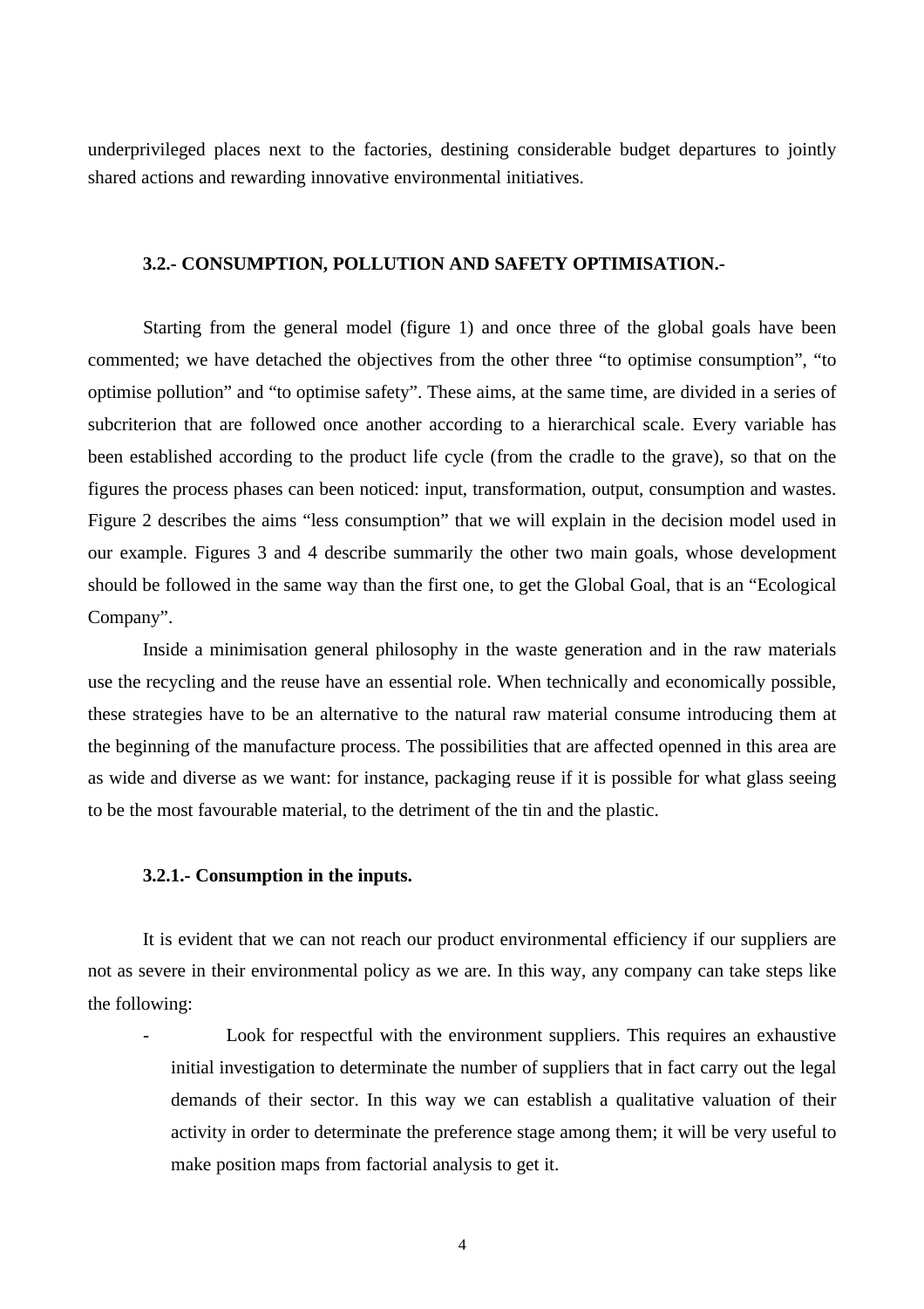underprivileged places next to the factories, destining considerable budget departures to jointly shared actions and rewarding innovative environmental initiatives.

### 3.2.- CONSUMPTION, POLLUTION AND SAFETY OPTIMISATION.-

Starting from the general model (figure 1) and once three of the global goals have been commented; we have detached the objectives from the other three "to optimise consumption", "to optimise pollution" and "to optimise safety". These aims, at the same time, are divided in a series of subcriterion that are followed once another according to a hierarchical scale. Every variable has been established according to the product life cycle (from the cradle to the grave), so that on the figures the process phases can been noticed: input, transformation, output, consumption and wastes. Figure 2 describes the aims "less consumption" that we will explain in the decision model used in our example. Figures 3 and 4 describe summarily the other two main goals, whose development should be followed in the same way than the first one, to get the Global Goal, that is an "Ecological Company".

Inside a minimisation general philosophy in the waste generation and in the raw materials use the recycling and the reuse have an essential role. When technically and economically possible, these strategies have to be an alternative to the natural raw material consume introducing them at the beginning of the manufacture process. The possibilities that are affected openned in this area are as wide and diverse as we want: for instance, packaging reuse if it is possible for what glass seeing to be the most favourable material, to the detriment of the tin and the plastic.

#### 3.2.1.- Consumption in the inputs.

It is evident that we can not reach our product environmental efficiency if our suppliers are not as severe in their environmental policy as we are. In this way, any company can take steps like the following:

- Look for respectful with the environment suppliers. This requires an exhaustive initial investigation to determinate the number of suppliers that in fact carry out the legal demands of their sector. In this way we can establish a qualitative valuation of their activity in order to determinate the preference stage among them; it will be very useful to make position maps from factorial analysis to get it.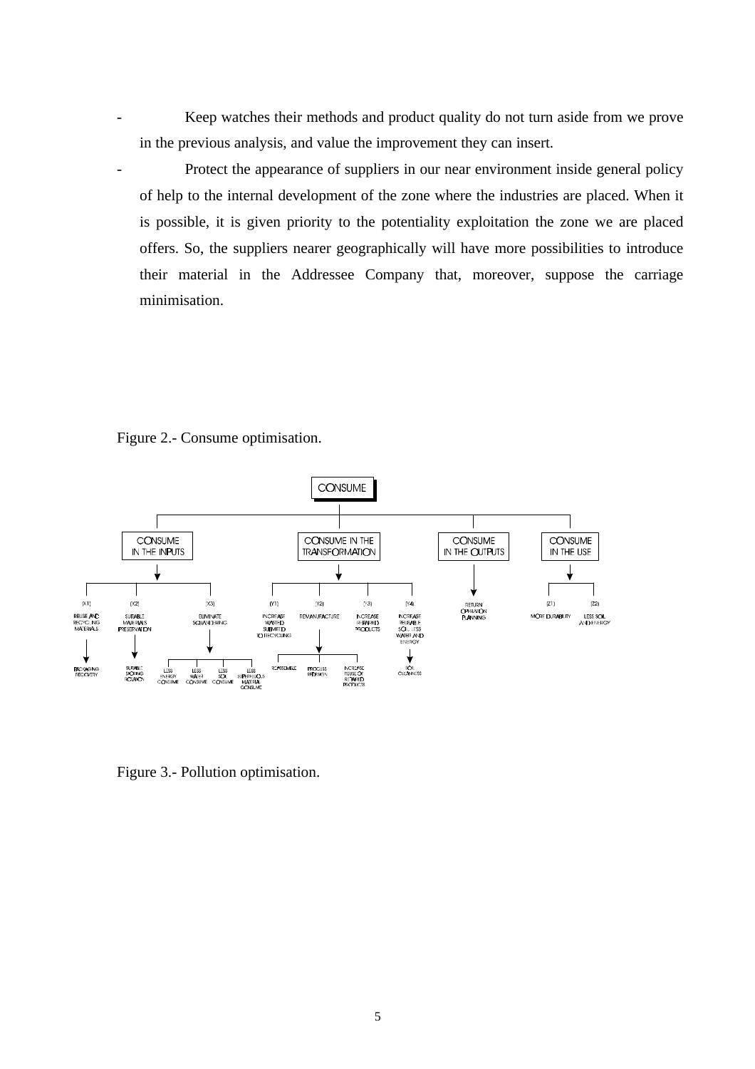- Keep watches their methods and product quality do not turn aside from we prove in the previous analysis, and value the improvement they can insert.
- Protect the appearance of suppliers in our near environment inside general policy of help to the internal development of the zone where the industries are placed. When it is possible, it is given priority to the potentiality exploitation the zone we are placed offers. So, the suppliers nearer geographically will have more possibilities to introduce their material in the Addressee Company that, moreover, suppose the carriage minimisation.

Figure 2.- Consume optimisation.

- CONSUME
  - CONSUME IN THE INPUTS
    - (X1) REUSE AND RECYCLING MATERIALS
      - PACKAGING RECOVERY
    - (X2) SUITABLE MATERIALS PRESERVATION
      - SUITABLE STORING ROTATION
    - (X3) ELIMINATE SQUANDERING
      - LESS ENERGY CONSUME
      - LESS WATER CONSUME
      - LESS SOIL CONSUME
      - LESS SUPERFLUOUS MATERIAL CONSUME
  - CONSUME IN THE TRANSFORMATION
    - (Y1) INCREASE WASTED SUBMITTED TO RECYCLING
    - (Y2) REMANUFACTURE
      - REASSEMBLE
      - PROCESS REDESIGN
      - INCREASE REUSE OF REPAIRED PRODUCTS
    - (Y3) INCREASE REPAIRED PRODUCTS
    - (Y4) INCREASE REPAIRABLE SOIL, LESS WATER AND ENERGY
      - SOIL CLEANLINESS
  - CONSUME IN THE OUTPUTS
    - RETURN OPERATION PLANNING
  - CONSUME IN THE USE
    - (Z1) MORE DURABILITY
    - (Z2) LESS SOIL AND ENERGY

Figure 3.- Pollution optimisation.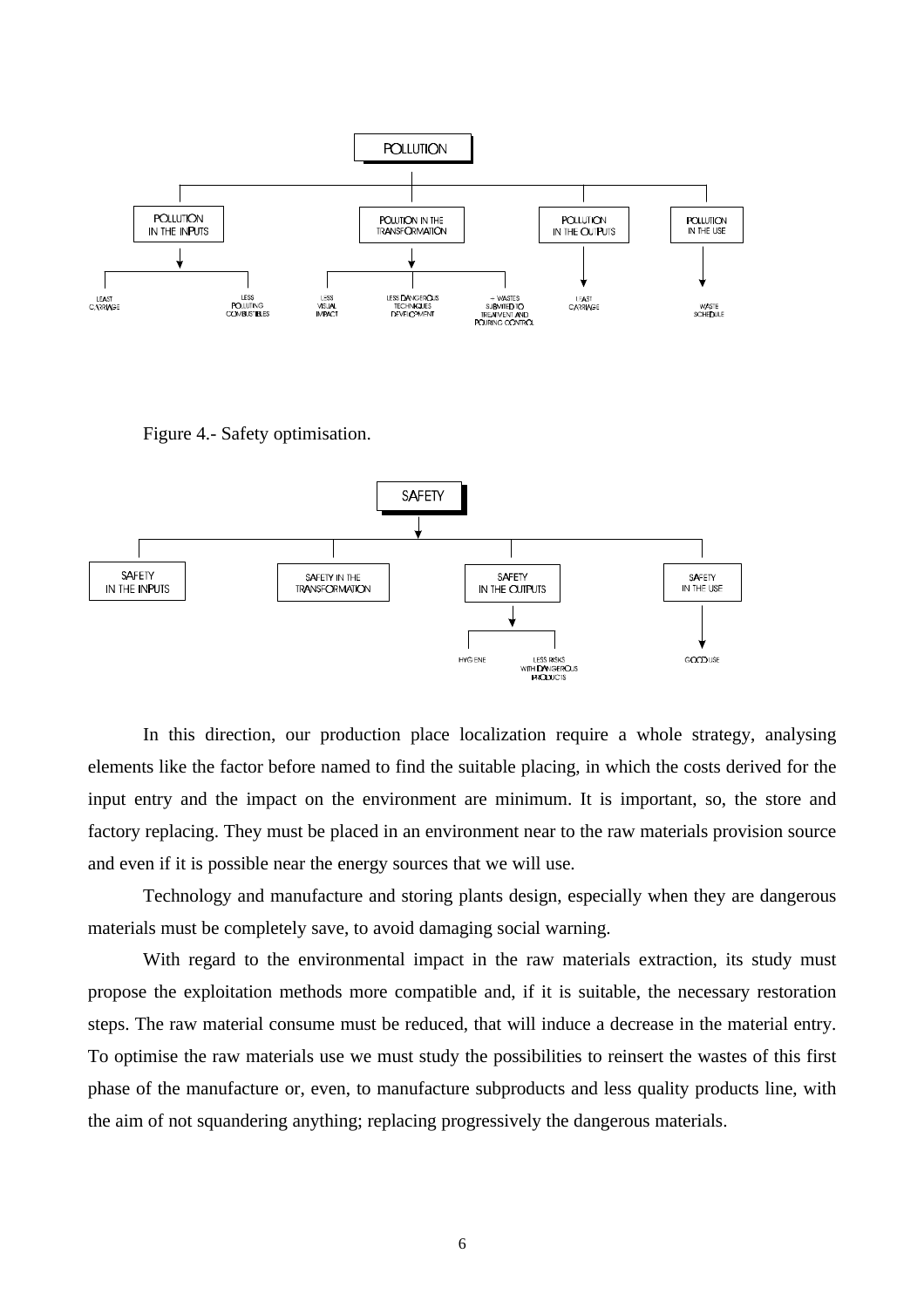POLLUTION

- POLLUTION IN THE INPUTS
  - LEAST CARRIAGE
  - LESS POLLUTING COMBUSTIBLES
- POLUTION IN THE TRANSFORMATION
  - LESS VISUAL IMPACT
  - LESS DANGEROUS TECHNIQUES DEVELOPMENT
  - – WASTES SUBMITED TO TREATMENT AND POURING CONTROL
- POLLUTION IN THE OUTPUTS
  - LEAST CARRIAGE
- POLLUTION IN THE USE
  - WASTE SCHEDULE

Figure 4.- Safety optimisation.

SAFETY

- SAFETY IN THE INPUTS
- SAFETY IN THE TRANSFORMATION
- SAFETY IN THE OUTPUTS
  - HYGIENE
  - LESS RISKS WITH DANGEROUS PRODUCTS
- SAFETY IN THE USE
  - GOOD USE

In this direction, our production place localization require a whole strategy, analysing elements like the factor before named to find the suitable placing, in which the costs derived for the input entry and the impact on the environment are minimum. It is important, so, the store and factory replacing. They must be placed in an environment near to the raw materials provision source and even if it is possible near the energy sources that we will use.

Technology and manufacture and storing plants design, especially when they are dangerous materials must be completely save, to avoid damaging social warning.

With regard to the environmental impact in the raw materials extraction, its study must propose the exploitation methods more compatible and, if it is suitable, the necessary restoration steps. The raw material consume must be reduced, that will induce a decrease in the material entry. To optimise the raw materials use we must study the possibilities to reinsert the wastes of this first phase of the manufacture or, even, to manufacture subproducts and less quality products line, with the aim of not squandering anything; replacing progressively the dangerous materials.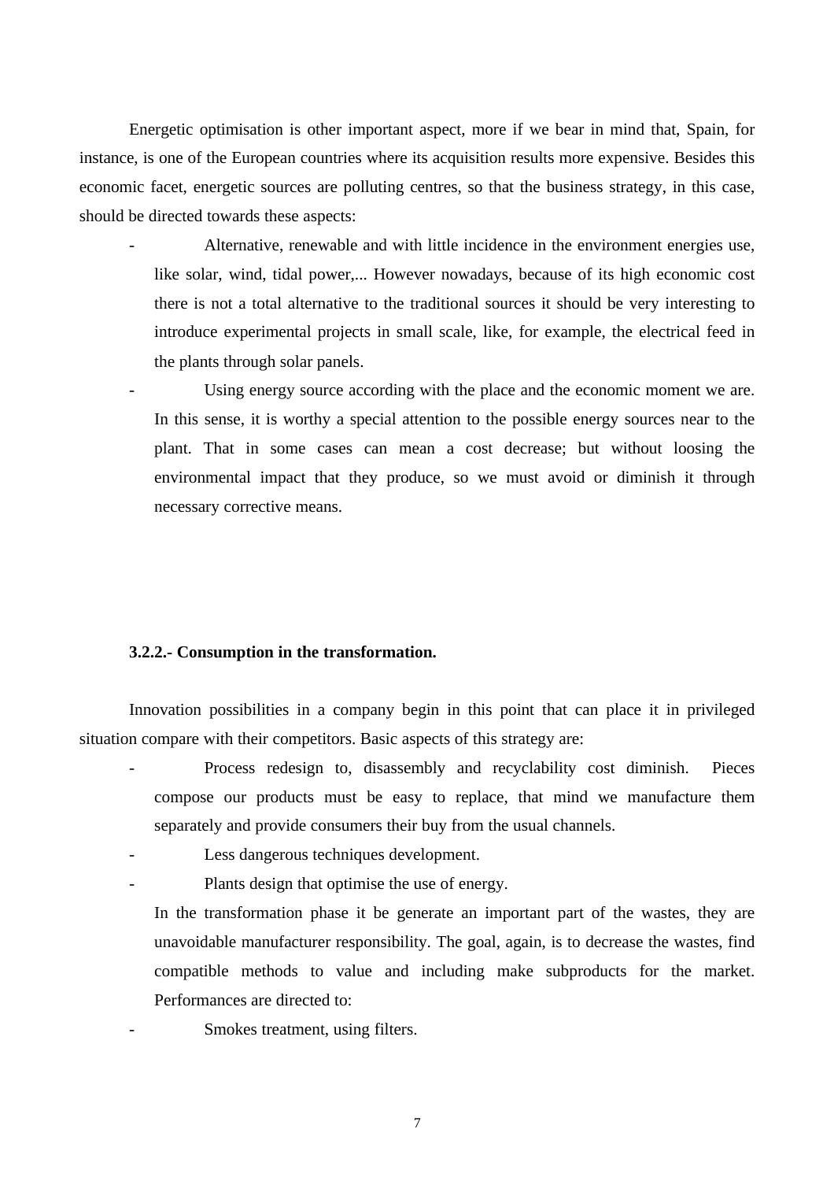Energetic optimisation is other important aspect, more if we bear in mind that, Spain, for instance, is one of the European countries where its acquisition results more expensive. Besides this economic facet, energetic sources are polluting centres, so that the business strategy, in this case, should be directed towards these aspects:

- Alternative, renewable and with little incidence in the environment energies use, like solar, wind, tidal power,... However nowadays, because of its high economic cost there is not a total alternative to the traditional sources it should be very interesting to introduce experimental projects in small scale, like, for example, the electrical feed in the plants through solar panels.
- Using energy source according with the place and the economic moment we are. In this sense, it is worthy a special attention to the possible energy sources near to the plant. That in some cases can mean a cost decrease; but without loosing the environmental impact that they produce, so we must avoid or diminish it through necessary corrective means.

### 3.2.2.- Consumption in the transformation.

Innovation possibilities in a company begin in this point that can place it in privileged situation compare with their competitors. Basic aspects of this strategy are:

- Process redesign to, disassembly and recyclability cost diminish. Pieces compose our products must be easy to replace, that mind we manufacture them separately and provide consumers their buy from the usual channels.
- Less dangerous techniques development.
- Plants design that optimise the use of energy.

In the transformation phase it be generate an important part of the wastes, they are unavoidable manufacturer responsibility. The goal, again, is to decrease the wastes, find compatible methods to value and including make subproducts for the market. Performances are directed to:

- Smokes treatment, using filters.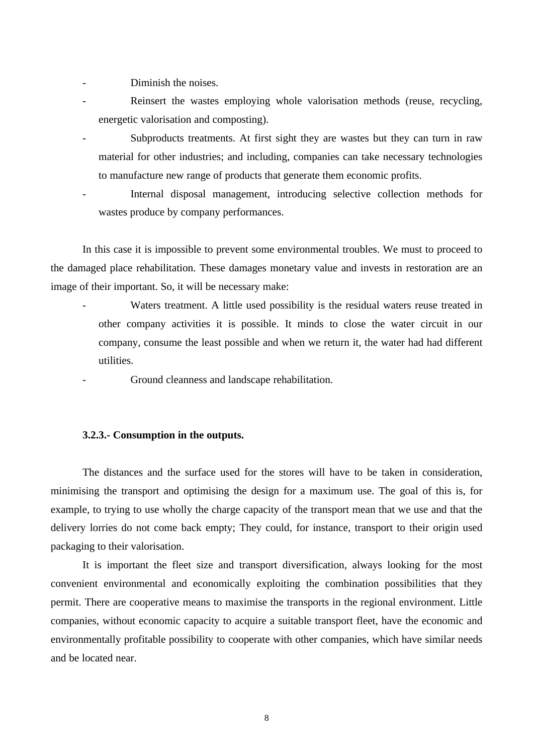- Diminish the noises.
- Reinsert the wastes employing whole valorisation methods (reuse, recycling, energetic valorisation and composting).
- Subproducts treatments. At first sight they are wastes but they can turn in raw material for other industries; and including, companies can take necessary technologies to manufacture new range of products that generate them economic profits.
- Internal disposal management, introducing selective collection methods for wastes produce by company performances.

In this case it is impossible to prevent some environmental troubles. We must to proceed to the damaged place rehabilitation. These damages monetary value and invests in restoration are an image of their important. So, it will be necessary make:

- Waters treatment. A little used possibility is the residual waters reuse treated in other company activities it is possible. It minds to close the water circuit in our company, consume the least possible and when we return it, the water had had different utilities.
- Ground cleanness and landscape rehabilitation.

### 3.2.3.- Consumption in the outputs.

The distances and the surface used for the stores will have to be taken in consideration, minimising the transport and optimising the design for a maximum use. The goal of this is, for example, to trying to use wholly the charge capacity of the transport mean that we use and that the delivery lorries do not come back empty; They could, for instance, transport to their origin used packaging to their valorisation.

It is important the fleet size and transport diversification, always looking for the most convenient environmental and economically exploiting the combination possibilities that they permit. There are cooperative means to maximise the transports in the regional environment. Little companies, without economic capacity to acquire a suitable transport fleet, have the economic and environmentally profitable possibility to cooperate with other companies, which have similar needs and be located near.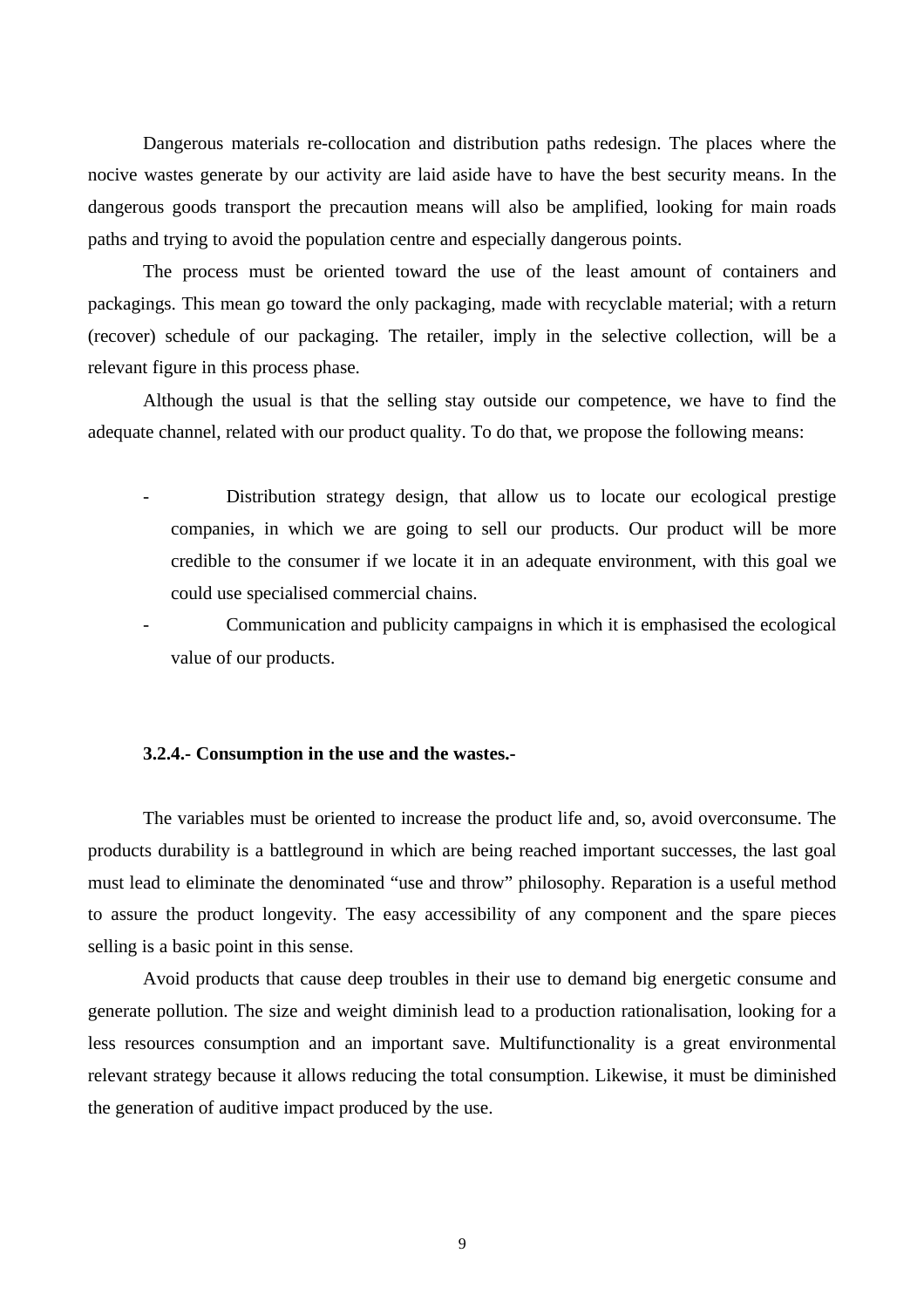Dangerous materials re-collocation and distribution paths redesign. The places where the nocive wastes generate by our activity are laid aside have to have the best security means. In the dangerous goods transport the precaution means will also be amplified, looking for main roads paths and trying to avoid the population centre and especially dangerous points.

The process must be oriented toward the use of the least amount of containers and packagings. This mean go toward the only packaging, made with recyclable material; with a return (recover) schedule of our packaging. The retailer, imply in the selective collection, will be a relevant figure in this process phase.

Although the usual is that the selling stay outside our competence, we have to find the adequate channel, related with our product quality. To do that, we propose the following means:

- Distribution strategy design, that allow us to locate our ecological prestige companies, in which we are going to sell our products. Our product will be more credible to the consumer if we locate it in an adequate environment, with this goal we could use specialised commercial chains.
- Communication and publicity campaigns in which it is emphasised the ecological value of our products.

### 3.2.4.- Consumption in the use and the wastes.-

The variables must be oriented to increase the product life and, so, avoid overconsume. The products durability is a battleground in which are being reached important successes, the last goal must lead to eliminate the denominated "use and throw" philosophy. Reparation is a useful method to assure the product longevity. The easy accessibility of any component and the spare pieces selling is a basic point in this sense.

Avoid products that cause deep troubles in their use to demand big energetic consume and generate pollution. The size and weight diminish lead to a production rationalisation, looking for a less resources consumption and an important save. Multifunctionality is a great environmental relevant strategy because it allows reducing the total consumption. Likewise, it must be diminished the generation of auditive impact produced by the use.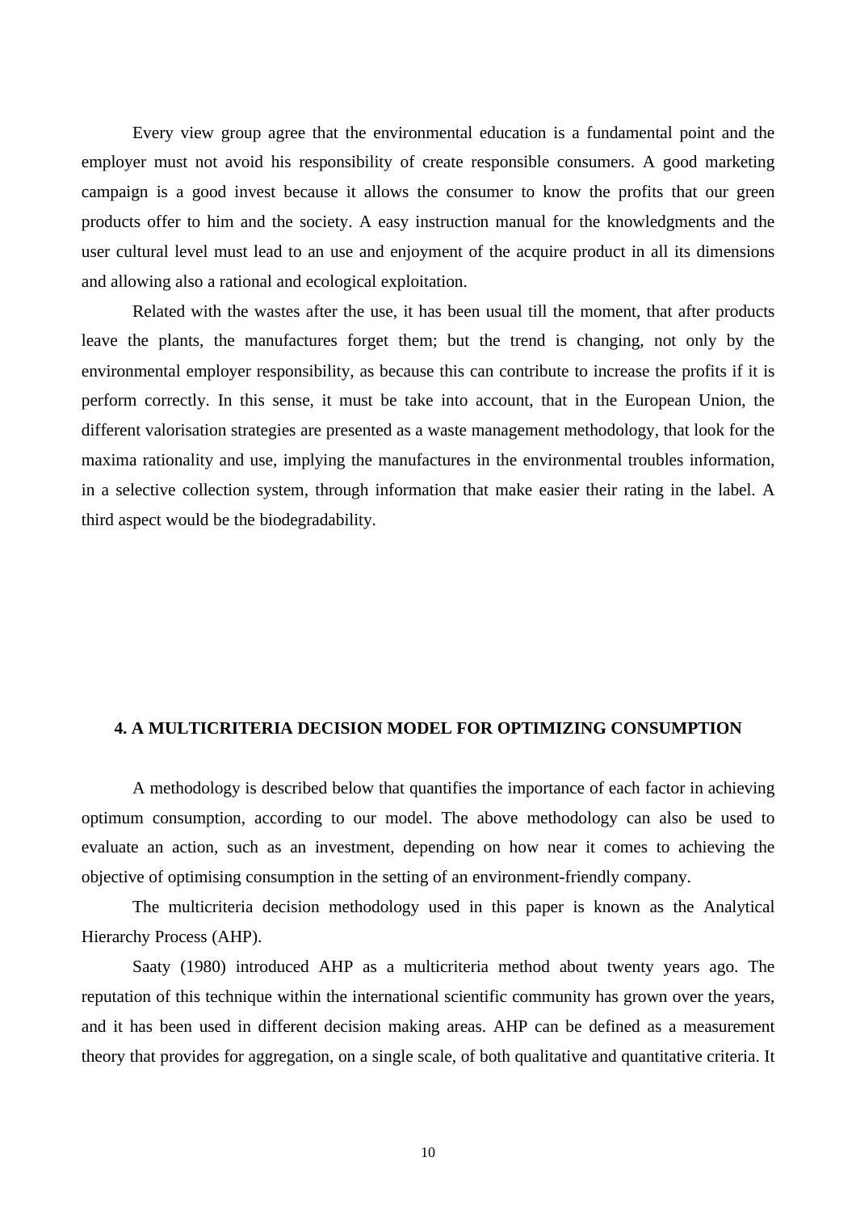Every view group agree that the environmental education is a fundamental point and the employer must not avoid his responsibility of create responsible consumers. A good marketing campaign is a good invest because it allows the consumer to know the profits that our green products offer to him and the society. A easy instruction manual for the knowledgments and the user cultural level must lead to an use and enjoyment of the acquire product in all its dimensions and allowing also a rational and ecological exploitation.

Related with the wastes after the use, it has been usual till the moment, that after products leave the plants, the manufactures forget them; but the trend is changing, not only by the environmental employer responsibility, as because this can contribute to increase the profits if it is perform correctly. In this sense, it must be take into account, that in the European Union, the different valorisation strategies are presented as a waste management methodology, that look for the maxima rationality and use, implying the manufactures in the environmental troubles information, in a selective collection system, through information that make easier their rating in the label. A third aspect would be the biodegradability.

## 4. A MULTICRITERIA DECISION MODEL FOR OPTIMIZING CONSUMPTION

A methodology is described below that quantifies the importance of each factor in achieving optimum consumption, according to our model. The above methodology can also be used to evaluate an action, such as an investment, depending on how near it comes to achieving the objective of optimising consumption in the setting of an environment-friendly company.

The multicriteria decision methodology used in this paper is known as the Analytical Hierarchy Process (AHP).

Saaty (1980) introduced AHP as a multicriteria method about twenty years ago. The reputation of this technique within the international scientific community has grown over the years, and it has been used in different decision making areas. AHP can be defined as a measurement theory that provides for aggregation, on a single scale, of both qualitative and quantitative criteria. It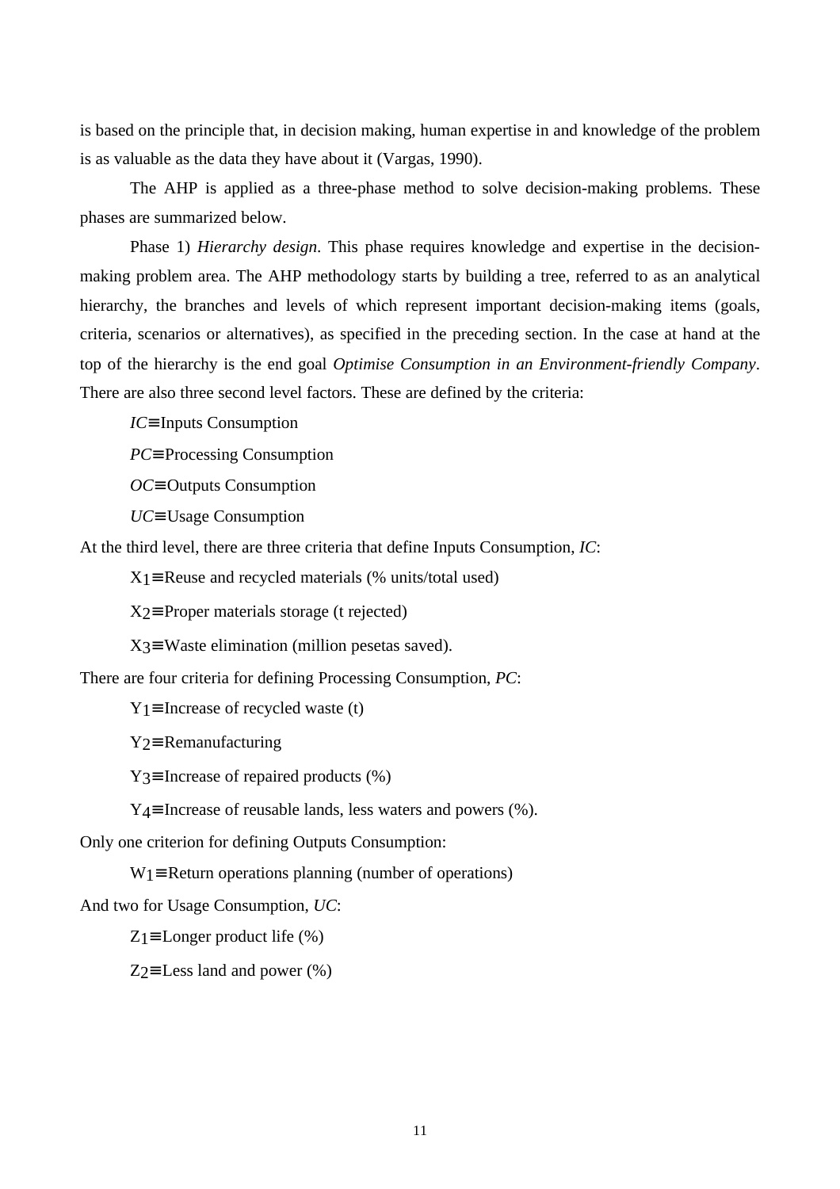is based on the principle that, in decision making, human expertise in and knowledge of the problem is as valuable as the data they have about it (Vargas, 1990).

The AHP is applied as a three-phase method to solve decision-making problems. These phases are summarized below.

Phase 1) *Hierarchy design*. This phase requires knowledge and expertise in the decision-making problem area. The AHP methodology starts by building a tree, referred to as an analytical hierarchy, the branches and levels of which represent important decision-making items (goals, criteria, scenarios or alternatives), as specified in the preceding section. In the case at hand at the top of the hierarchy is the end goal *Optimise Consumption in an Environment-friendly Company*. There are also three second level factors. These are defined by the criteria:

$IC \equiv$ Inputs Consumption

$PC \equiv$ Processing Consumption

$OC \equiv$ Outputs Consumption

$UC \equiv$ Usage Consumption

At the third level, there are three criteria that define Inputs Consumption, *IC*:

$X_1 \equiv$ Reuse and recycled materials (% units/total used)

$X_2 \equiv$ Proper materials storage (t rejected)

$X_3 \equiv$ Waste elimination (million pesetas saved).

There are four criteria for defining Processing Consumption, *PC*:

$Y_1 \equiv$ Increase of recycled waste (t)

$Y_2 \equiv$ Remanufacturing

$Y_3 \equiv$ Increase of repaired products (%)

$Y_4 \equiv$ Increase of reusable lands, less waters and powers (%).

Only one criterion for defining Outputs Consumption:

$W_1 \equiv$ Return operations planning (number of operations)

And two for Usage Consumption, *UC*:

$Z_1 \equiv$ Longer product life (%)

$Z_2 \equiv$ Less land and power (%)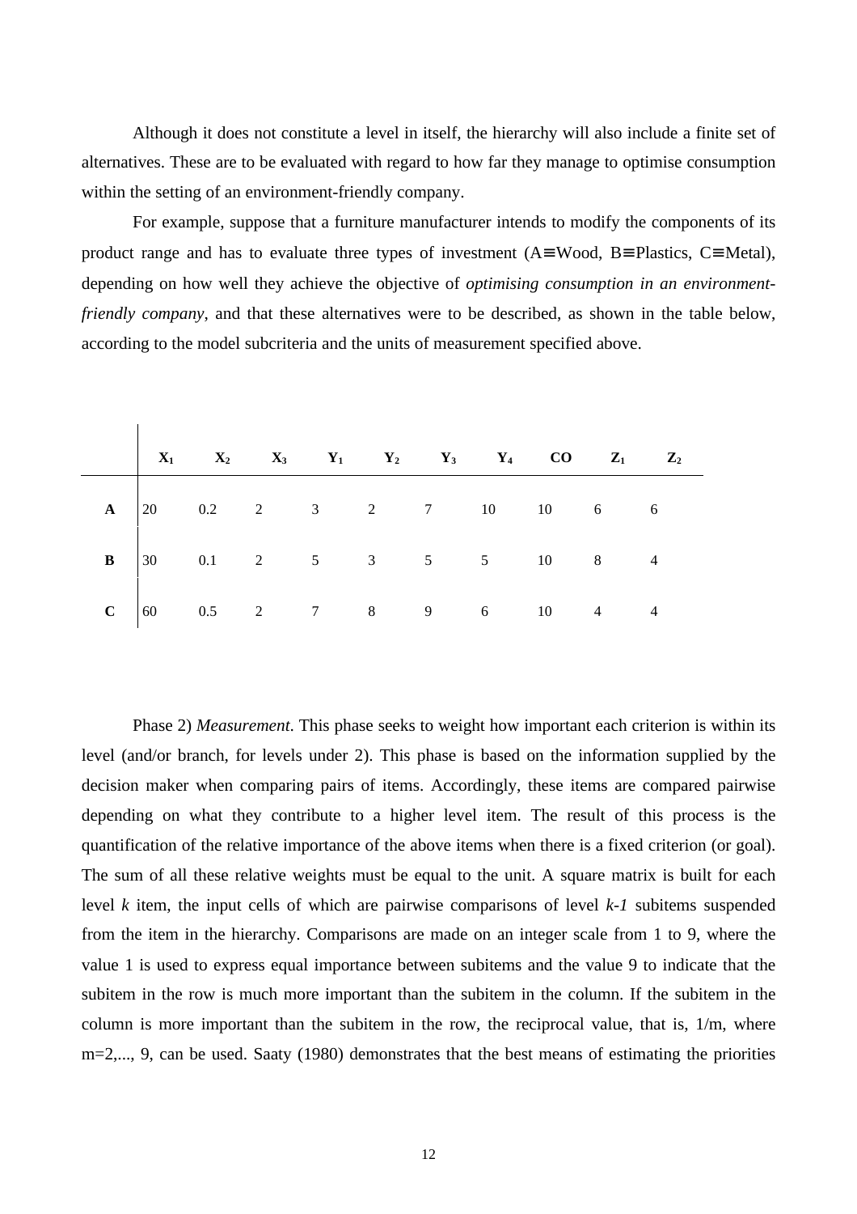Although it does not constitute a level in itself, the hierarchy will also include a finite set of alternatives. These are to be evaluated with regard to how far they manage to optimise consumption within the setting of an environment-friendly company.

For example, suppose that a furniture manufacturer intends to modify the components of its product range and has to evaluate three types of investment (A≡Wood, B≡Plastics, C≡Metal), depending on how well they achieve the objective of *optimising consumption in an environment-friendly company*, and that these alternatives were to be described, as shown in the table below, according to the model subcriteria and the units of measurement specified above.

| | $X_1$ | $X_2$ | $X_3$ | $Y_1$ | $Y_2$ | $Y_3$ | $Y_4$ | CO | $Z_1$ | $Z_2$ |
|---|---|---|---|---|---|---|---|---|---|---|
| **A** | 20 | 0.2 | 2 | 3 | 2 | 7 | 10 | 10 | 6 | 6 |
| **B** | 30 | 0.1 | 2 | 5 | 3 | 5 | 5 | 10 | 8 | 4 |
| **C** | 60 | 0.5 | 2 | 7 | 8 | 9 | 6 | 10 | 4 | 4 |

Phase 2) *Measurement*. This phase seeks to weight how important each criterion is within its level (and/or branch, for levels under 2). This phase is based on the information supplied by the decision maker when comparing pairs of items. Accordingly, these items are compared pairwise depending on what they contribute to a higher level item. The result of this process is the quantification of the relative importance of the above items when there is a fixed criterion (or goal). The sum of all these relative weights must be equal to the unit. A square matrix is built for each level *k* item, the input cells of which are pairwise comparisons of level *k-1* subitems suspended from the item in the hierarchy. Comparisons are made on an integer scale from 1 to 9, where the value 1 is used to express equal importance between subitems and the value 9 to indicate that the subitem in the row is much more important than the subitem in the column. If the subitem in the column is more important than the subitem in the row, the reciprocal value, that is, 1/m, where m=2,..., 9, can be used. Saaty (1980) demonstrates that the best means of estimating the priorities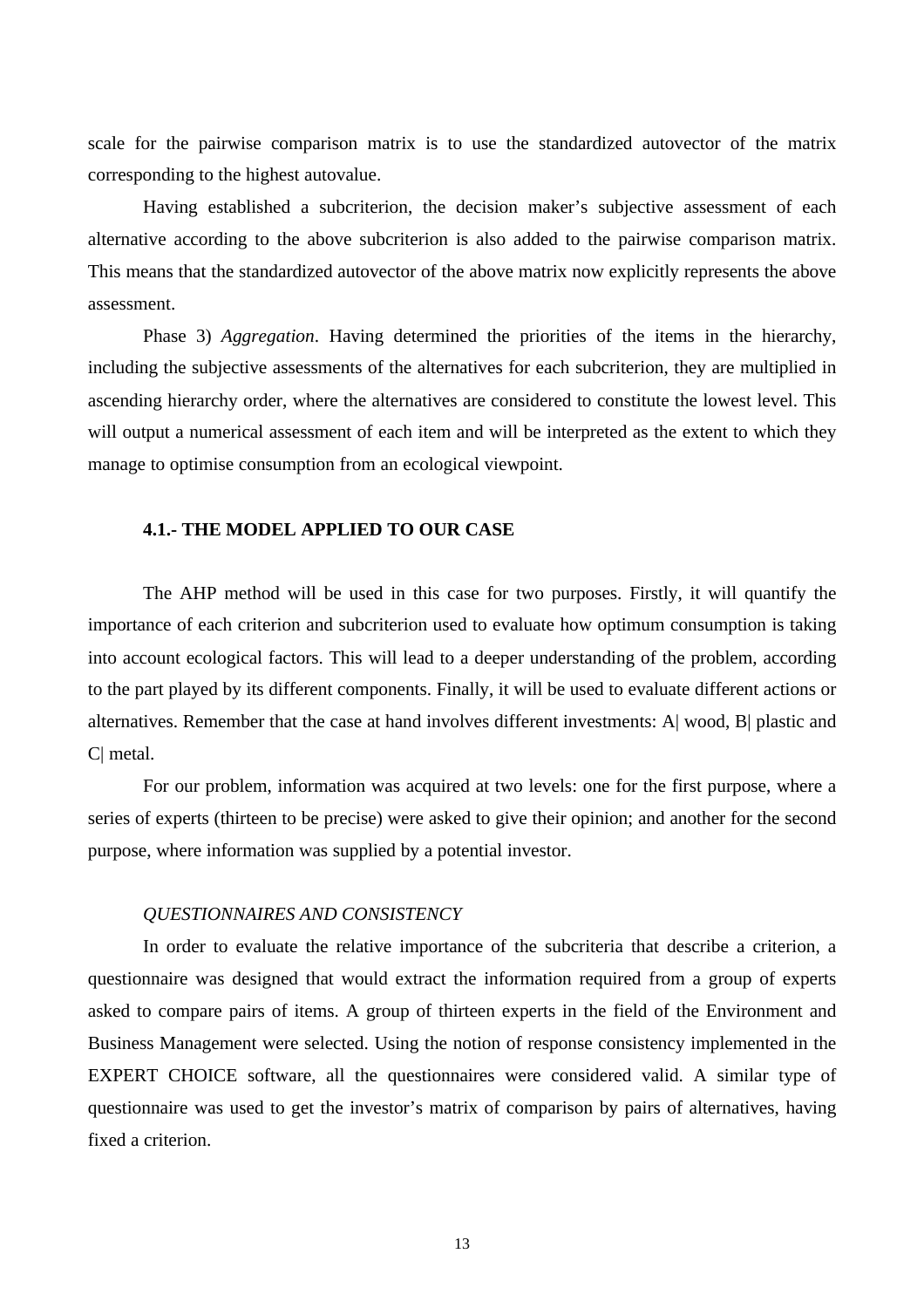scale for the pairwise comparison matrix is to use the standardized autovector of the matrix corresponding to the highest autovalue.

Having established a subcriterion, the decision maker's subjective assessment of each alternative according to the above subcriterion is also added to the pairwise comparison matrix. This means that the standardized autovector of the above matrix now explicitly represents the above assessment.

Phase 3) *Aggregation*. Having determined the priorities of the items in the hierarchy, including the subjective assessments of the alternatives for each subcriterion, they are multiplied in ascending hierarchy order, where the alternatives are considered to constitute the lowest level. This will output a numerical assessment of each item and will be interpreted as the extent to which they manage to optimise consumption from an ecological viewpoint.

### 4.1.- THE MODEL APPLIED TO OUR CASE

The AHP method will be used in this case for two purposes. Firstly, it will quantify the importance of each criterion and subcriterion used to evaluate how optimum consumption is taking into account ecological factors. This will lead to a deeper understanding of the problem, according to the part played by its different components. Finally, it will be used to evaluate different actions or alternatives. Remember that the case at hand involves different investments: A| wood, B| plastic and C| metal.

For our problem, information was acquired at two levels: one for the first purpose, where a series of experts (thirteen to be precise) were asked to give their opinion; and another for the second purpose, where information was supplied by a potential investor.

*QUESTIONNAIRES AND CONSISTENCY*

In order to evaluate the relative importance of the subcriteria that describe a criterion, a questionnaire was designed that would extract the information required from a group of experts asked to compare pairs of items. A group of thirteen experts in the field of the Environment and Business Management were selected. Using the notion of response consistency implemented in the EXPERT CHOICE software, all the questionnaires were considered valid. A similar type of questionnaire was used to get the investor's matrix of comparison by pairs of alternatives, having fixed a criterion.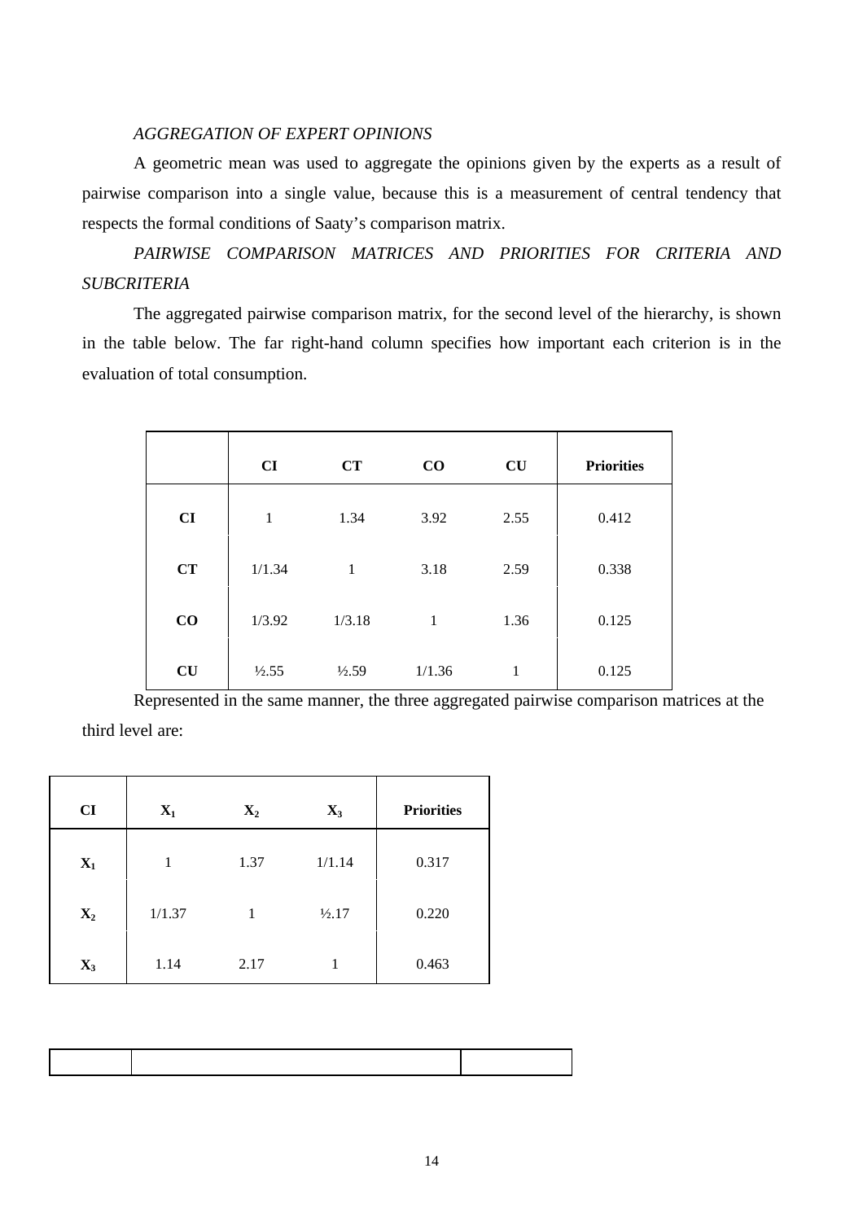*AGGREGATION OF EXPERT OPINIONS*

A geometric mean was used to aggregate the opinions given by the experts as a result of pairwise comparison into a single value, because this is a measurement of central tendency that respects the formal conditions of Saaty's comparison matrix.

*PAIRWISE COMPARISON MATRICES AND PRIORITIES FOR CRITERIA AND SUBCRITERIA*

The aggregated pairwise comparison matrix, for the second level of the hierarchy, is shown in the table below. The far right-hand column specifies how important each criterion is in the evaluation of total consumption.

| | **CI** | **CT** | **CO** | **CU** | **Priorities** |
|---|---|---|---|---|---|
| **CI** | 1 | 1.34 | 3.92 | 2.55 | 0.412 |
| **CT** | 1/1.34 | 1 | 3.18 | 2.59 | 0.338 |
| **CO** | 1/3.92 | 1/3.18 | 1 | 1.36 | 0.125 |
| **CU** | ½.55 | ½.59 | 1/1.36 | 1 | 0.125 |

Represented in the same manner, the three aggregated pairwise comparison matrices at the third level are:

| **CI** | $X_1$ | $X_2$ | $X_3$ | **Priorities** |
|---|---|---|---|---|
| $X_1$ | 1 | 1.37 | 1/1.14 | 0.317 |
| $X_2$ | 1/1.37 | 1 | ½.17 | 0.220 |
| $X_3$ | 1.14 | 2.17 | 1 | 0.463 |

| | | |
|---|---|---|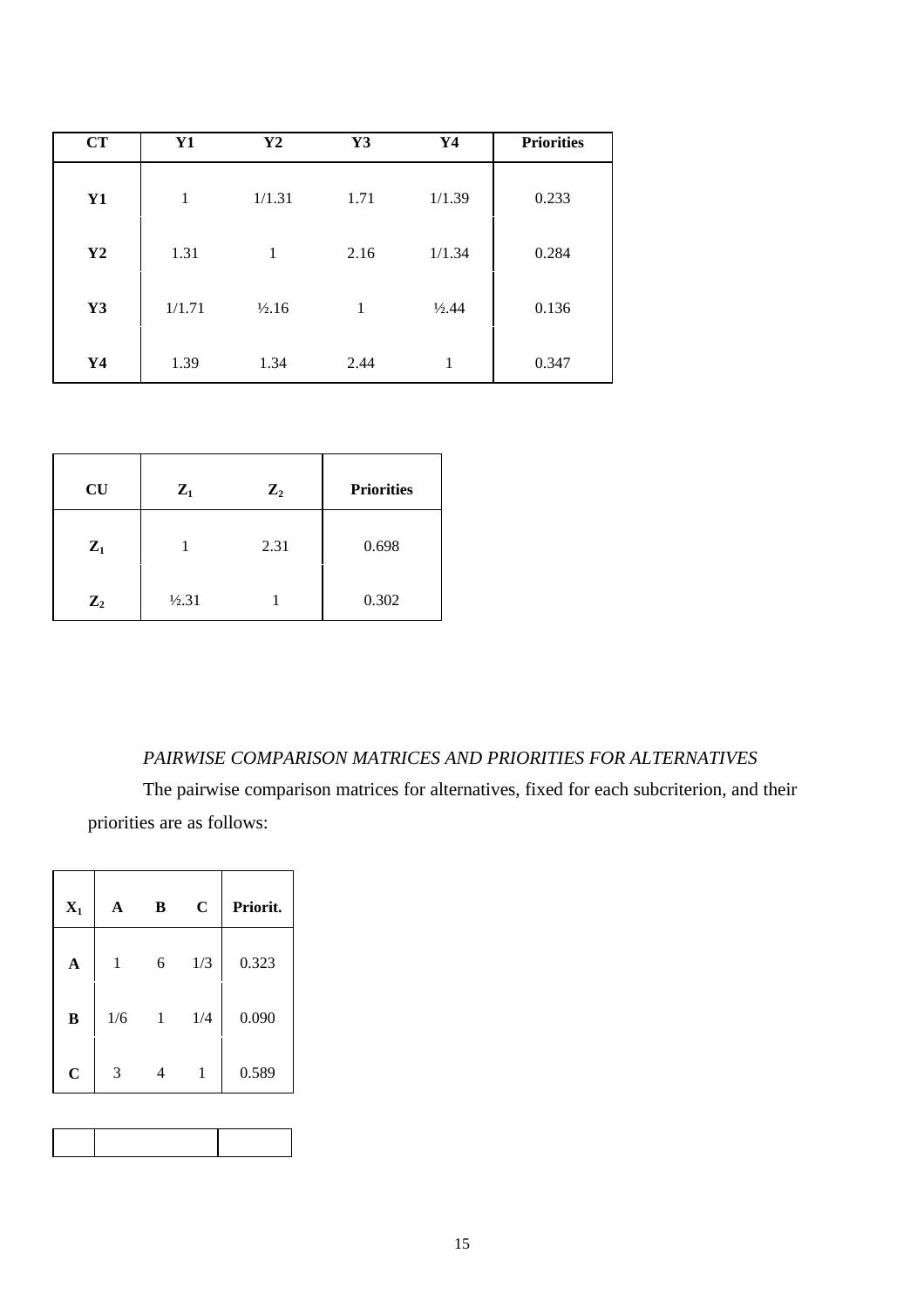| CT | Y1 | Y2 | Y3 | Y4 | Priorities |
|---|---|---|---|---|---|
| Y1 | 1 | 1/1.31 | 1.71 | 1/1.39 | 0.233 |
| Y2 | 1.31 | 1 | 2.16 | 1/1.34 | 0.284 |
| Y3 | 1/1.71 | ½.16 | 1 | ½.44 | 0.136 |
| Y4 | 1.39 | 1.34 | 2.44 | 1 | 0.347 |

| CU | $Z_1$ | $Z_2$ | Priorities |
|---|---|---|---|
| $Z_1$ | 1 | 2.31 | 0.698 |
| $Z_2$ | ½.31 | 1 | 0.302 |

*PAIRWISE COMPARISON MATRICES AND PRIORITIES FOR ALTERNATIVES*

The pairwise comparison matrices for alternatives, fixed for each subcriterion, and their priorities are as follows:

| $X_1$ | A | B | C | Priorit. |
|---|---|---|---|---|
| A | 1 | 6 | 1/3 | 0.323 |
| B | 1/6 | 1 | 1/4 | 0.090 |
| C | 3 | 4 | 1 | 0.589 |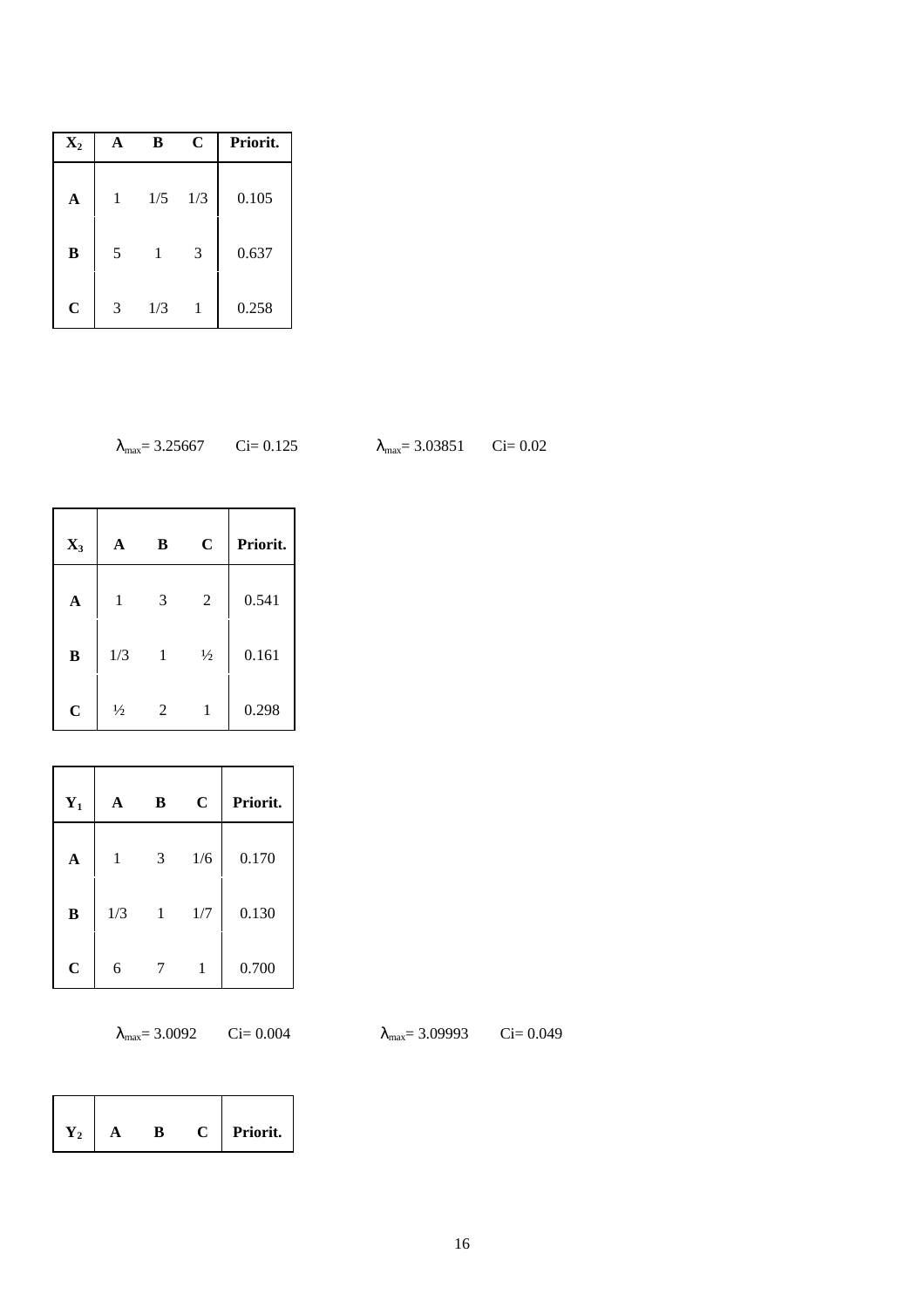| $X_2$ | A | B | C | Priorit. |
|---|---|---|---|---|
| **A** | 1 | 1/5 | 1/3 | 0.105 |
| **B** | 5 | 1 | 3 | 0.637 |
| **C** | 3 | 1/3 | 1 | 0.258 |

$\lambda_{max}$= 3.25667 Ci= 0.125 $\lambda_{max}$= 3.03851 Ci= 0.02

| $X_3$ | A | B | C | Priorit. |
|---|---|---|---|---|
| **A** | 1 | 3 | 2 | 0.541 |
| **B** | 1/3 | 1 | ½ | 0.161 |
| **C** | ½ | 2 | 1 | 0.298 |

| $Y_1$ | A | B | C | Priorit. |
|---|---|---|---|---|
| **A** | 1 | 3 | 1/6 | 0.170 |
| **B** | 1/3 | 1 | 1/7 | 0.130 |
| **C** | 6 | 7 | 1 | 0.700 |

$\lambda_{max}$= 3.0092 Ci= 0.004 $\lambda_{max}$= 3.09993 Ci= 0.049

| $Y_2$ | A | B | C | Priorit. |
|---|---|---|---|---|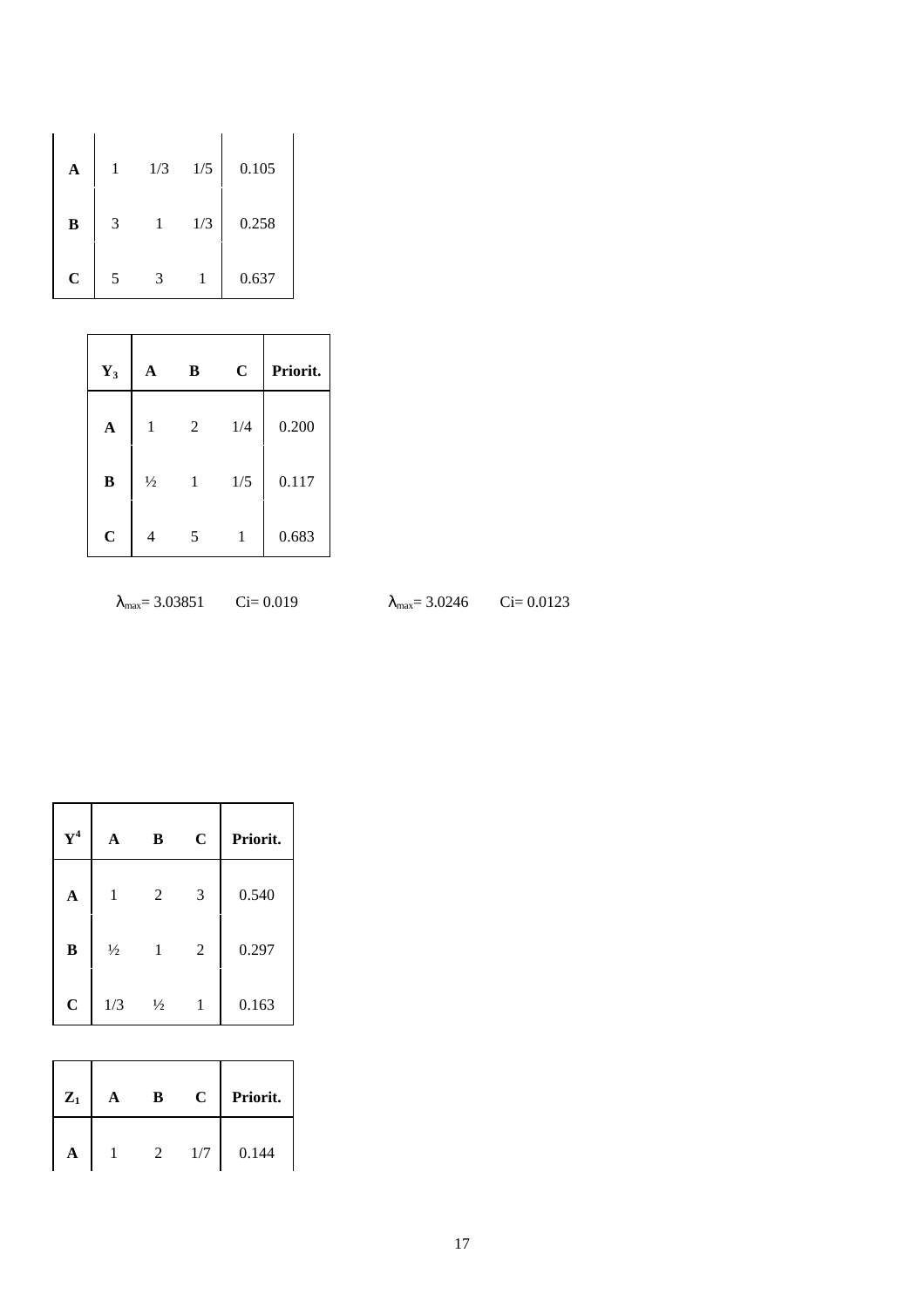| | | | | |
|---|---|---|---|---|
| **A** | 1 | 1/3 | 1/5 | 0.105 |
| **B** | 3 | 1 | 1/3 | 0.258 |
| **C** | 5 | 3 | 1 | 0.637 |

| $Y_3$ | A | B | C | Priorit. |
|---|---|---|---|---|
| **A** | 1 | 2 | 1/4 | 0.200 |
| **B** | ½ | 1 | 1/5 | 0.117 |
| **C** | 4 | 5 | 1 | 0.683 |

$\lambda_{max}$= 3.03851 Ci= 0.019 $\lambda_{max}$= 3.0246 Ci= 0.0123

| $Y^4$ | A | B | C | Priorit. |
|---|---|---|---|---|
| **A** | 1 | 2 | 3 | 0.540 |
| **B** | ½ | 1 | 2 | 0.297 |
| **C** | 1/3 | ½ | 1 | 0.163 |

| $Z_1$ | A | B | C | Priorit. |
|---|---|---|---|---|
| **A** | 1 | 2 | 1/7 | 0.144 |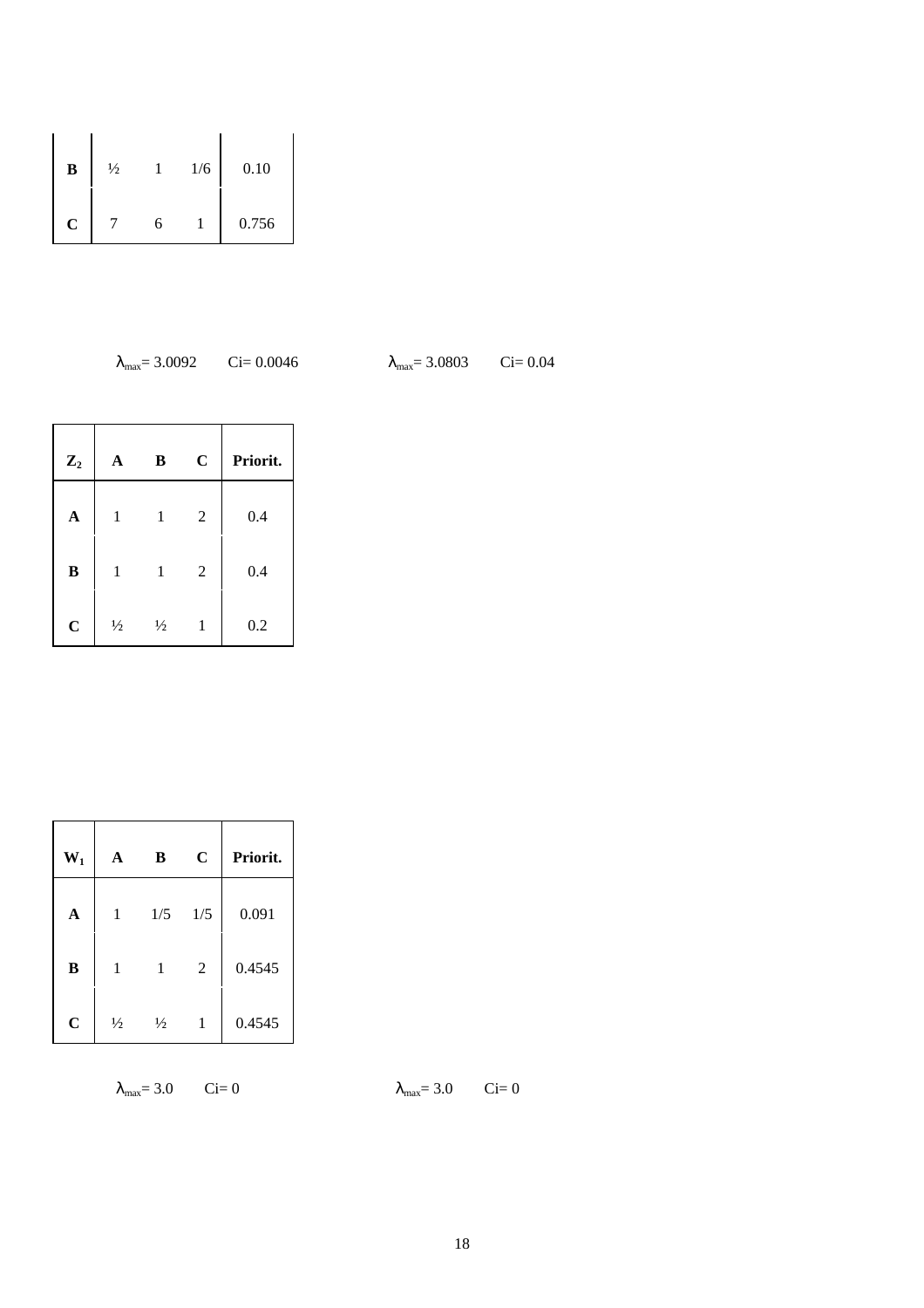| B | ½ | 1 | 1/6 | 0.10 |
|---|---|---|---|---|
| C | 7 | 6 | 1 | 0.756 |

$\lambda_{max}$= 3.0092 Ci= 0.0046 $\lambda_{max}$= 3.0803 Ci= 0.04

| $Z_2$ | A | B | C | Priorit. |
|---|---|---|---|---|
| A | 1 | 1 | 2 | 0.4 |
| B | 1 | 1 | 2 | 0.4 |
| C | ½ | ½ | 1 | 0.2 |

| $W_1$ | A | B | C | Priorit. |
|---|---|---|---|---|
| A | 1 | 1/5 | 1/5 | 0.091 |
| B | 1 | 1 | 2 | 0.4545 |
| C | ½ | ½ | 1 | 0.4545 |

$\lambda_{max}$= 3.0 Ci= 0 $\lambda_{max}$= 3.0 Ci= 0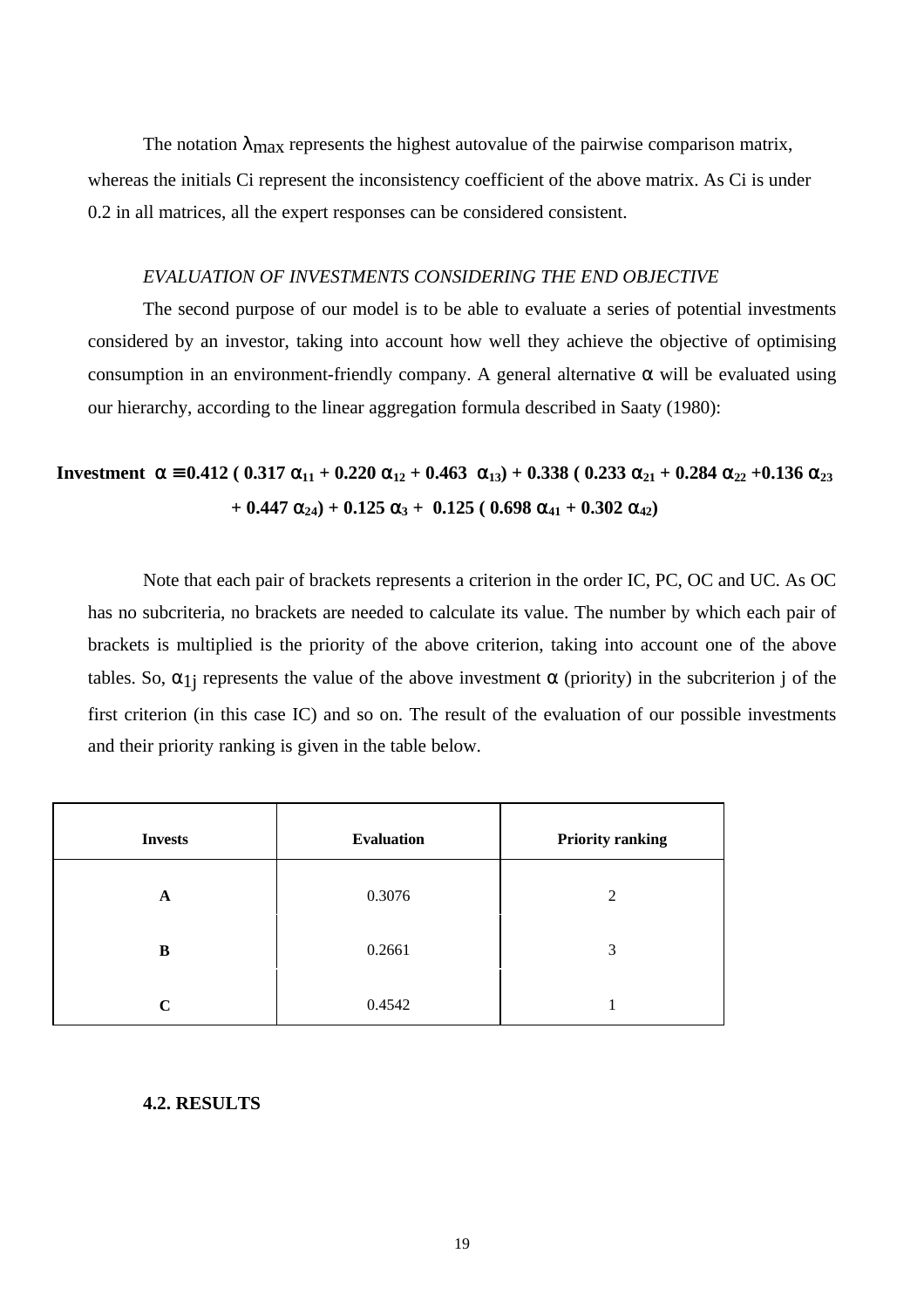The notation $\lambda_{max}$ represents the highest autovalue of the pairwise comparison matrix, whereas the initials Ci represent the inconsistency coefficient of the above matrix. As Ci is under 0.2 in all matrices, all the expert responses can be considered consistent.

*EVALUATION OF INVESTMENTS CONSIDERING THE END OBJECTIVE*

The second purpose of our model is to be able to evaluate a series of potential investments considered by an investor, taking into account how well they achieve the objective of optimising consumption in an environment-friendly company. A general alternative $\alpha$ will be evaluated using our hierarchy, according to the linear aggregation formula described in Saaty (1980):

$$\textbf{Investment } \alpha \equiv 0.412\,(0.317\,\alpha_{11} + 0.220\,\alpha_{12} + 0.463\,\alpha_{13}) + 0.338\,(0.233\,\alpha_{21} + 0.284\,\alpha_{22} + 0.136\,\alpha_{23} + 0.447\,\alpha_{24}) + 0.125\,\alpha_{3} + 0.125\,(0.698\,\alpha_{41} + 0.302\,\alpha_{42})$$

Note that each pair of brackets represents a criterion in the order IC, PC, OC and UC. As OC has no subcriteria, no brackets are needed to calculate its value. The number by which each pair of brackets is multiplied is the priority of the above criterion, taking into account one of the above tables. So, $\alpha_{1j}$ represents the value of the above investment $\alpha$ (priority) in the subcriterion j of the first criterion (in this case IC) and so on. The result of the evaluation of our possible investments and their priority ranking is given in the table below.

| Invests | Evaluation | Priority ranking |
|---|---|---|
| **A** | 0.3076 | 2 |
| **B** | 0.2661 | 3 |
| **C** | 0.4542 | 1 |

### 4.2. RESULTS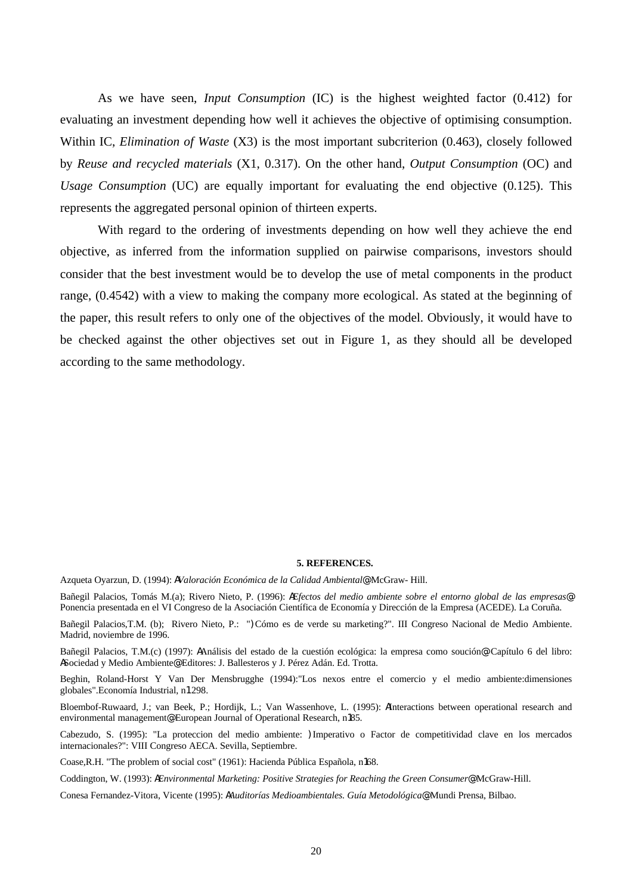As we have seen, *Input Consumption* (IC) is the highest weighted factor (0.412) for evaluating an investment depending how well it achieves the objective of optimising consumption. Within IC, *Elimination of Waste* (X3) is the most important subcriterion (0.463), closely followed by *Reuse and recycled materials* (X1, 0.317). On the other hand, *Output Consumption* (OC) and *Usage Consumption* (UC) are equally important for evaluating the end objective (0.125). This represents the aggregated personal opinion of thirteen experts.

With regard to the ordering of investments depending on how well they achieve the end objective, as inferred from the information supplied on pairwise comparisons, investors should consider that the best investment would be to develop the use of metal components in the product range, (0.4542) with a view to making the company more ecological. As stated at the beginning of the paper, this result refers to only one of the objectives of the model. Obviously, it would have to be checked against the other objectives set out in Figure 1, as they should all be developed according to the same methodology.

## 5. REFERENCES.

Azqueta Oyarzun, D. (1994): A*Valoración Económica de la Calidad Ambiental*@. McGraw- Hill.

Bañegil Palacios, Tomás M.(a); Rivero Nieto, P. (1996): A*Efectos del medio ambiente sobre el entorno global de las empresas*@. Ponencia presentada en el VI Congreso de la Asociación Científica de Economía y Dirección de la Empresa (ACEDE). La Coruña.

Bañegil Palacios,T.M. (b); Rivero Nieto, P.: ")Cómo es de verde su marketing?". III Congreso Nacional de Medio Ambiente. Madrid, noviembre de 1996.

Bañegil Palacios, T.M.(c) (1997): AAnálisis del estado de la cuestión ecológica: la empresa como soución@. Capítulo 6 del libro: ASociedad y Medio Ambiente@. Editores: J. Ballesteros y J. Pérez Adán. Ed. Trotta.

Beghin, Roland-Horst Y Van Der Mensbrugghe (1994):"Los nexos entre el comercio y el medio ambiente:dimensiones globales".Economía Industrial, n1298.

Bloembof-Ruwaard, J.; van Beek, P.; Hordijk, L.; Van Wassenhove, L. (1995): AInteractions between operational research and environmental management@. European Journal of Operational Research, n185.

Cabezudo, S. (1995): "La proteccion del medio ambiente: )Imperativo o Factor de competitividad clave en los mercados internacionales?": VIII Congreso AECA. Sevilla, Septiembre.

Coase,R.H. "The problem of social cost" (1961): Hacienda Pública Española, n168.

Coddington, W. (1993): A*Environmental Marketing: Positive Strategies for Reaching the Green Consumer*@. McGraw-Hill.

Conesa Fernandez-Vitora, Vicente (1995): A*Auditorías Medioambientales. Guía Metodológica*@. Mundi Prensa, Bilbao.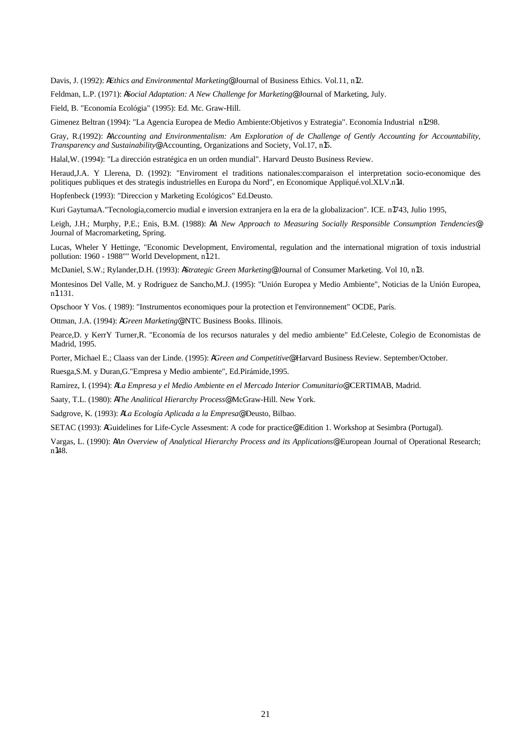Davis, J. (1992): A*Ethics and Environmental Marketing*@ Journal of Business Ethics. Vol.11, n12.

Feldman, L.P. (1971): A*Social Adaptation: A New Challenge for Marketing*@ Journal of Marketing, July.

Field, B. "Economía Ecológia" (1995): Ed. Mc. Graw-Hill.

Gimenez Beltran (1994): "La Agencia Europea de Medio Ambiente:Objetivos y Estrategia". Economía Industrial n1298.

Gray, R.(1992): A*Accounting and Environmentalism: Am Exploration of de Challenge of Gently Accounting for Accountability, Transparency and Sustainability*@ Accounting, Organizations and Society, Vol.17, n15.

Halal,W. (1994): "La dirección estratégica en un orden mundial". Harvard Deusto Business Review.

Heraud,J.A. Y Llerena, D. (1992): "Enviroment el traditions nationales:comparaison el interpretation socio-economique des politiques publiques et des strategis industrielles en Europa du Nord", en Economique Appliqué.vol.XLV.n14.

Hopfenbeck (1993): "Direccion y Marketing Ecológicos" Ed.Deusto.

Kuri GaytumaA."Tecnología,comercio mudial e inversion extranjera en la era de la globalizacion". ICE. n1743, Julio 1995,

Leigh, J.H.; Murphy, P.E.; Enis, B.M. (1988): A*A New Approach to Measuring Socially Responsible Consumption Tendencies*@ Journal of Macromarketing, Spring.

Lucas, Wheler Y Hettinge, "Economic Development, Enviromental, regulation and the international migration of toxis industrial pollution: 1960 - 1988"" World Development, n1.21.

McDaniel, S.W.; Rylander,D.H. (1993): A*Strategic Green Marketing*@ Journal of Consumer Marketing. Vol 10, n13.

Montesinos Del Valle, M. y Rodriguez de Sancho,M.J. (1995): "Unión Europea y Medio Ambiente", Noticias de la Unión Europea, n1.131.

Opschoor Y Vos. ( 1989): "Instrumentos economiques pour la protection et l'environnement" OCDE, París.

Ottman, J.A. (1994): A*Green Marketing*@ NTC Business Books. Illinois.

Pearce,D. y KerrY Turner,R. "Economía de los recursos naturales y del medio ambiente" Ed.Celeste, Colegio de Economistas de Madrid, 1995.

Porter, Michael E.; Claass van der Linde. (1995): A*Green and Competitive*@ Harvard Business Review. September/October.

Ruesga,S.M. y Duran,G."Empresa y Medio ambiente", Ed.Pirámide,1995.

Ramirez, I. (1994): A*La Empresa y el Medio Ambiente en el Mercado Interior Comunitario*@ CERTIMAB, Madrid.

Saaty, T.L. (1980): A*The Analitical Hierarchy Process*@ McGraw-Hill. New York.

Sadgrove, K. (1993): A*La Ecología Aplicada a la Empresa*@ Deusto, Bilbao.

SETAC (1993): AGuidelines for Life-Cycle Assesment: A code for practice@ Edition 1. Workshop at Sesimbra (Portugal).

Vargas, L. (1990): A*An Overview of Analytical Hierarchy Process and its Applications*@ European Journal of Operational Research; n148.